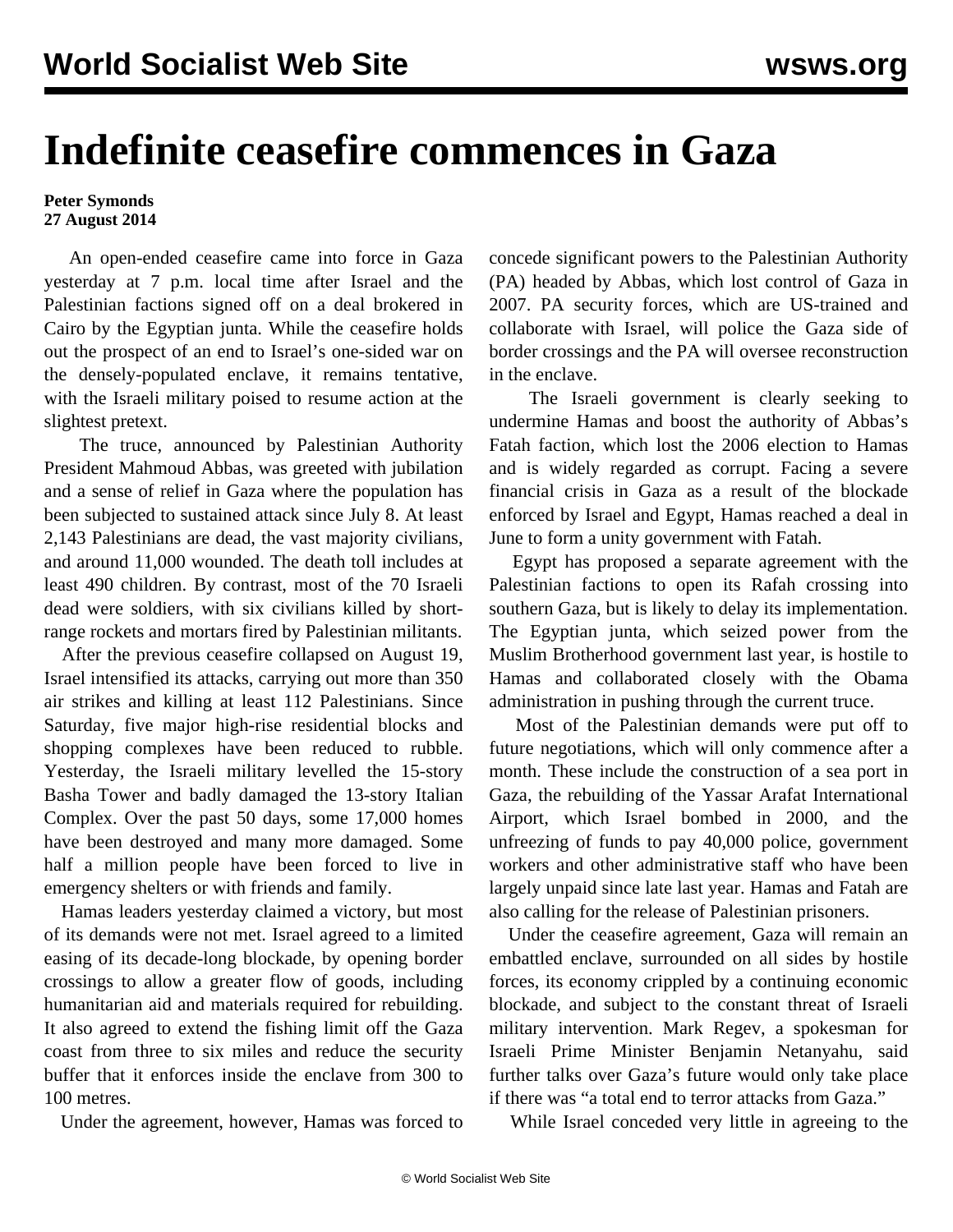# Indefinite ceasefire commences in Gaza

**Peter Symonds**
**27 August 2014**

An open-ended ceasefire came into force in Gaza yesterday at 7 p.m. local time after Israel and the Palestinian factions signed off on a deal brokered in Cairo by the Egyptian junta. While the ceasefire holds out the prospect of an end to Israel's one-sided war on the densely-populated enclave, it remains tentative, with the Israeli military poised to resume action at the slightest pretext.

The truce, announced by Palestinian Authority President Mahmoud Abbas, was greeted with jubilation and a sense of relief in Gaza where the population has been subjected to sustained attack since July 8. At least 2,143 Palestinians are dead, the vast majority civilians, and around 11,000 wounded. The death toll includes at least 490 children. By contrast, most of the 70 Israeli dead were soldiers, with six civilians killed by short-range rockets and mortars fired by Palestinian militants.

After the previous ceasefire collapsed on August 19, Israel intensified its attacks, carrying out more than 350 air strikes and killing at least 112 Palestinians. Since Saturday, five major high-rise residential blocks and shopping complexes have been reduced to rubble. Yesterday, the Israeli military levelled the 15-story Basha Tower and badly damaged the 13-story Italian Complex. Over the past 50 days, some 17,000 homes have been destroyed and many more damaged. Some half a million people have been forced to live in emergency shelters or with friends and family.

Hamas leaders yesterday claimed a victory, but most of its demands were not met. Israel agreed to a limited easing of its decade-long blockade, by opening border crossings to allow a greater flow of goods, including humanitarian aid and materials required for rebuilding. It also agreed to extend the fishing limit off the Gaza coast from three to six miles and reduce the security buffer that it enforces inside the enclave from 300 to 100 metres.

Under the agreement, however, Hamas was forced to concede significant powers to the Palestinian Authority (PA) headed by Abbas, which lost control of Gaza in 2007. PA security forces, which are US-trained and collaborate with Israel, will police the Gaza side of border crossings and the PA will oversee reconstruction in the enclave.

The Israeli government is clearly seeking to undermine Hamas and boost the authority of Abbas's Fatah faction, which lost the 2006 election to Hamas and is widely regarded as corrupt. Facing a severe financial crisis in Gaza as a result of the blockade enforced by Israel and Egypt, Hamas reached a deal in June to form a unity government with Fatah.

Egypt has proposed a separate agreement with the Palestinian factions to open its Rafah crossing into southern Gaza, but is likely to delay its implementation. The Egyptian junta, which seized power from the Muslim Brotherhood government last year, is hostile to Hamas and collaborated closely with the Obama administration in pushing through the current truce.

Most of the Palestinian demands were put off to future negotiations, which will only commence after a month. These include the construction of a sea port in Gaza, the rebuilding of the Yassar Arafat International Airport, which Israel bombed in 2000, and the unfreezing of funds to pay 40,000 police, government workers and other administrative staff who have been largely unpaid since late last year. Hamas and Fatah are also calling for the release of Palestinian prisoners.

Under the ceasefire agreement, Gaza will remain an embattled enclave, surrounded on all sides by hostile forces, its economy crippled by a continuing economic blockade, and subject to the constant threat of Israeli military intervention. Mark Regev, a spokesman for Israeli Prime Minister Benjamin Netanyahu, said further talks over Gaza's future would only take place if there was "a total end to terror attacks from Gaza."

While Israel conceded very little in agreeing to the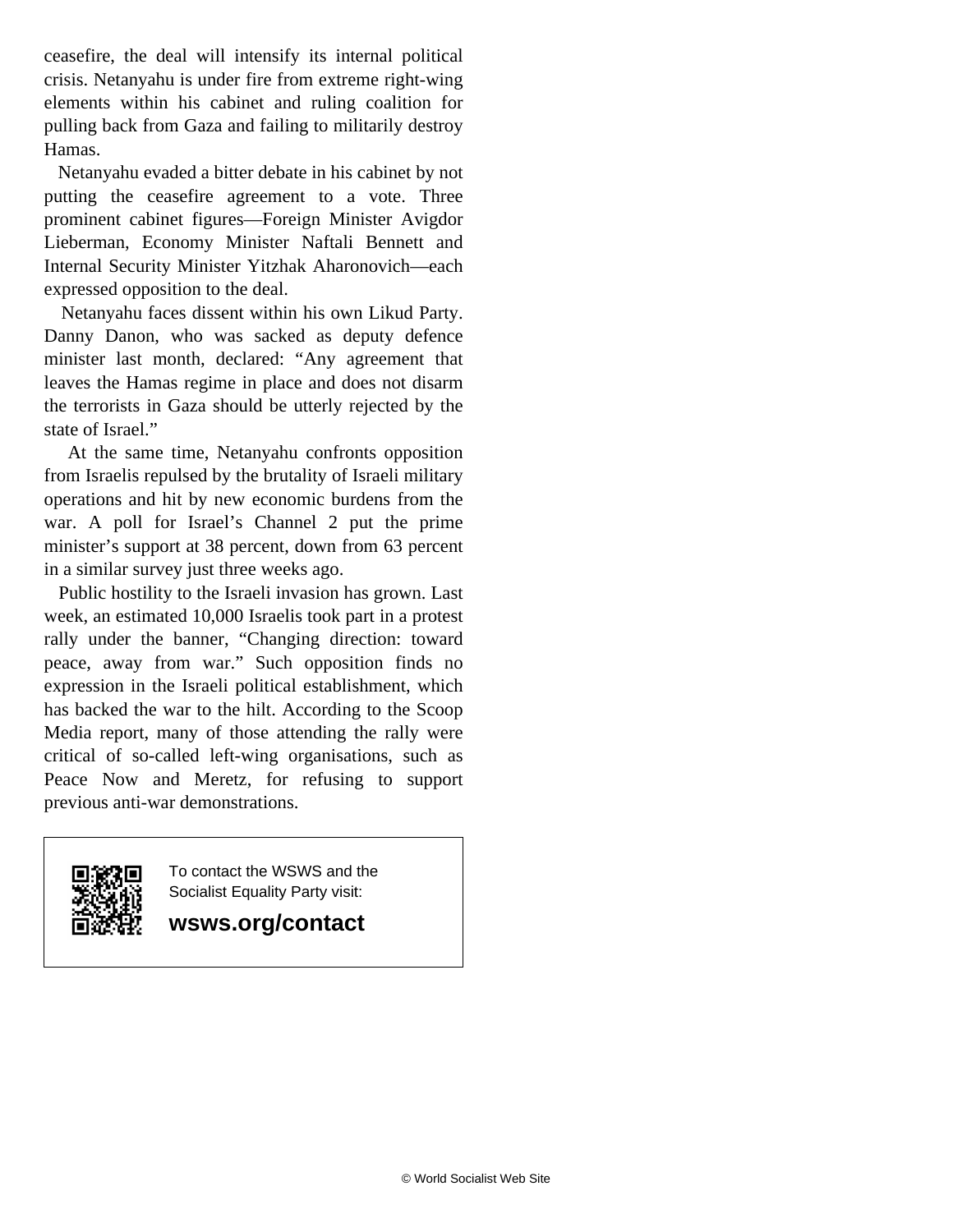ceasefire, the deal will intensify its internal political crisis. Netanyahu is under fire from extreme right-wing elements within his cabinet and ruling coalition for pulling back from Gaza and failing to militarily destroy Hamas.

Netanyahu evaded a bitter debate in his cabinet by not putting the ceasefire agreement to a vote. Three prominent cabinet figures—Foreign Minister Avigdor Lieberman, Economy Minister Naftali Bennett and Internal Security Minister Yitzhak Aharonovich—each expressed opposition to the deal.

Netanyahu faces dissent within his own Likud Party. Danny Danon, who was sacked as deputy defence minister last month, declared: “Any agreement that leaves the Hamas regime in place and does not disarm the terrorists in Gaza should be utterly rejected by the state of Israel.”

At the same time, Netanyahu confronts opposition from Israelis repulsed by the brutality of Israeli military operations and hit by new economic burdens from the war. A poll for Israel’s Channel 2 put the prime minister’s support at 38 percent, down from 63 percent in a similar survey just three weeks ago.

Public hostility to the Israeli invasion has grown. Last week, an estimated 10,000 Israelis took part in a protest rally under the banner, “Changing direction: toward peace, away from war.” Such opposition finds no expression in the Israeli political establishment, which has backed the war to the hilt. According to the Scoop Media report, many of those attending the rally were critical of so-called left-wing organisations, such as Peace Now and Meretz, for refusing to support previous anti-war demonstrations.

To contact the WSWS and the Socialist Equality Party visit:

**wsws.org/contact**